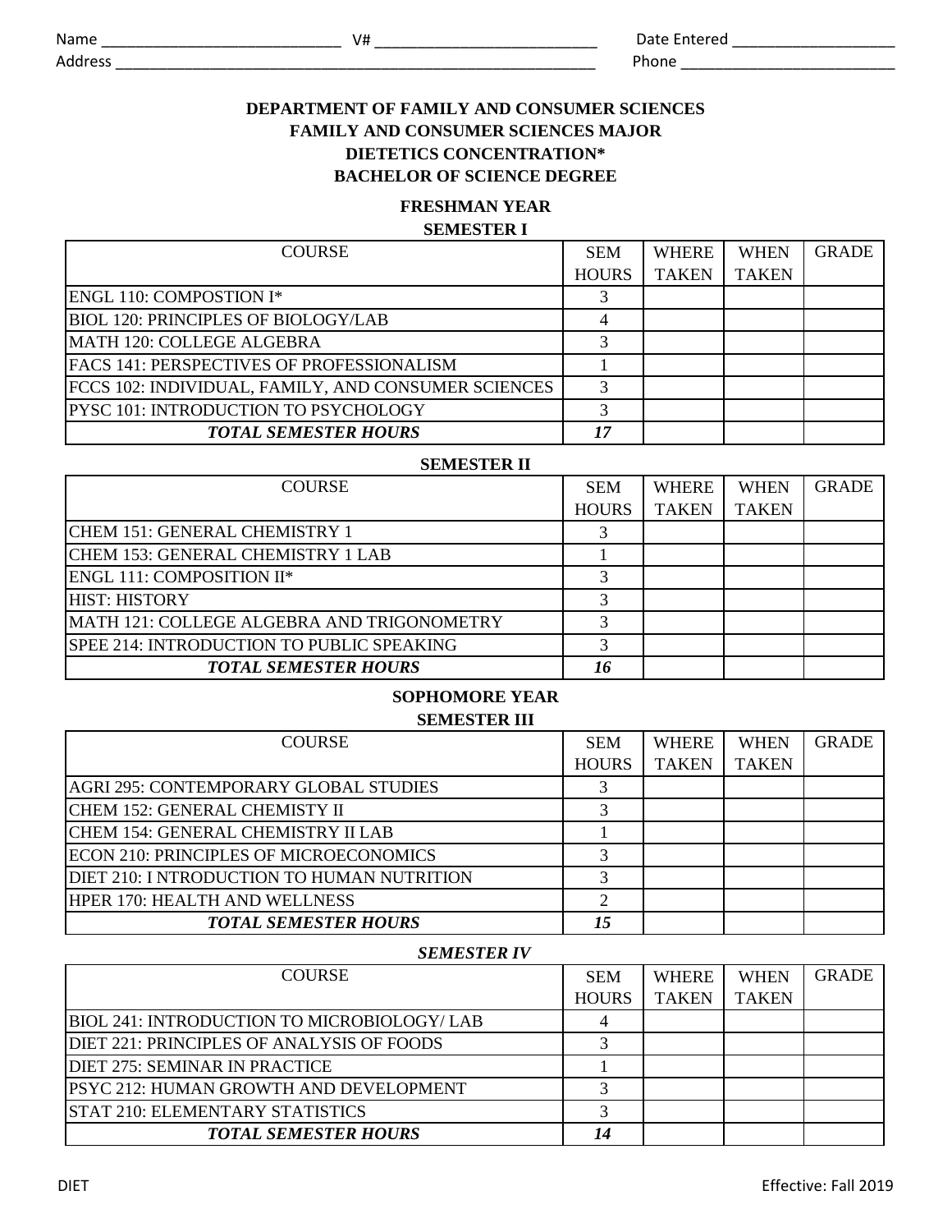Name ____________________________ V# __________________________ Date Entered ___________________

Address ____________________________________________________________ Phone _________________________

# DEPARTMENT OF FAMILY AND CONSUMER SCIENCES
# FAMILY AND CONSUMER SCIENCES MAJOR
# DIETETICS CONCENTRATION*
# BACHELOR OF SCIENCE DEGREE

## FRESHMAN YEAR

### SEMESTER I

| COURSE | SEM HOURS | WHERE TAKEN | WHEN TAKEN | GRADE |
|---|---|---|---|---|
| ENGL 110: COMPOSTION I* | 3 | | | |
| BIOL 120: PRINCIPLES OF BIOLOGY/LAB | 4 | | | |
| MATH 120: COLLEGE ALGEBRA | 3 | | | |
| FACS 141: PERSPECTIVES OF PROFESSIONALISM | 1 | | | |
| FCCS 102: INDIVIDUAL, FAMILY, AND CONSUMER SCIENCES | 3 | | | |
| PYSC 101: INTRODUCTION TO PSYCHOLOGY | 3 | | | |
| ***TOTAL SEMESTER HOURS*** | ***17*** | | | |

### SEMESTER II

| COURSE | SEM HOURS | WHERE TAKEN | WHEN TAKEN | GRADE |
|---|---|---|---|---|
| CHEM 151: GENERAL CHEMISTRY 1 | 3 | | | |
| CHEM 153: GENERAL CHEMISTRY 1 LAB | 1 | | | |
| ENGL 111: COMPOSITION II* | 3 | | | |
| HIST: HISTORY | 3 | | | |
| MATH 121: COLLEGE ALGEBRA AND TRIGONOMETRY | 3 | | | |
| SPEE 214: INTRODUCTION TO PUBLIC SPEAKING | 3 | | | |
| ***TOTAL SEMESTER HOURS*** | ***16*** | | | |

## SOPHOMORE YEAR

### SEMESTER III

| COURSE | SEM HOURS | WHERE TAKEN | WHEN TAKEN | GRADE |
|---|---|---|---|---|
| AGRI 295: CONTEMPORARY GLOBAL STUDIES | 3 | | | |
| CHEM 152: GENERAL CHEMISTY II | 3 | | | |
| CHEM 154: GENERAL CHEMISTRY II LAB | 1 | | | |
| ECON 210: PRINCIPLES OF MICROECONOMICS | 3 | | | |
| DIET 210: I NTRODUCTION TO HUMAN NUTRITION | 3 | | | |
| HPER 170: HEALTH AND WELLNESS | 2 | | | |
| ***TOTAL SEMESTER HOURS*** | ***15*** | | | |

### *SEMESTER IV*

| COURSE | SEM HOURS | WHERE TAKEN | WHEN TAKEN | GRADE |
|---|---|---|---|---|
| BIOL 241: INTRODUCTION TO MICROBIOLOGY/ LAB | 4 | | | |
| DIET 221: PRINCIPLES OF ANALYSIS OF FOODS | 3 | | | |
| DIET 275: SEMINAR IN PRACTICE | 1 | | | |
| PSYC 212: HUMAN GROWTH AND DEVELOPMENT | 3 | | | |
| STAT 210: ELEMENTARY STATISTICS | 3 | | | |
| ***TOTAL SEMESTER HOURS*** | ***14*** | | | |

DIET Effective: Fall 2019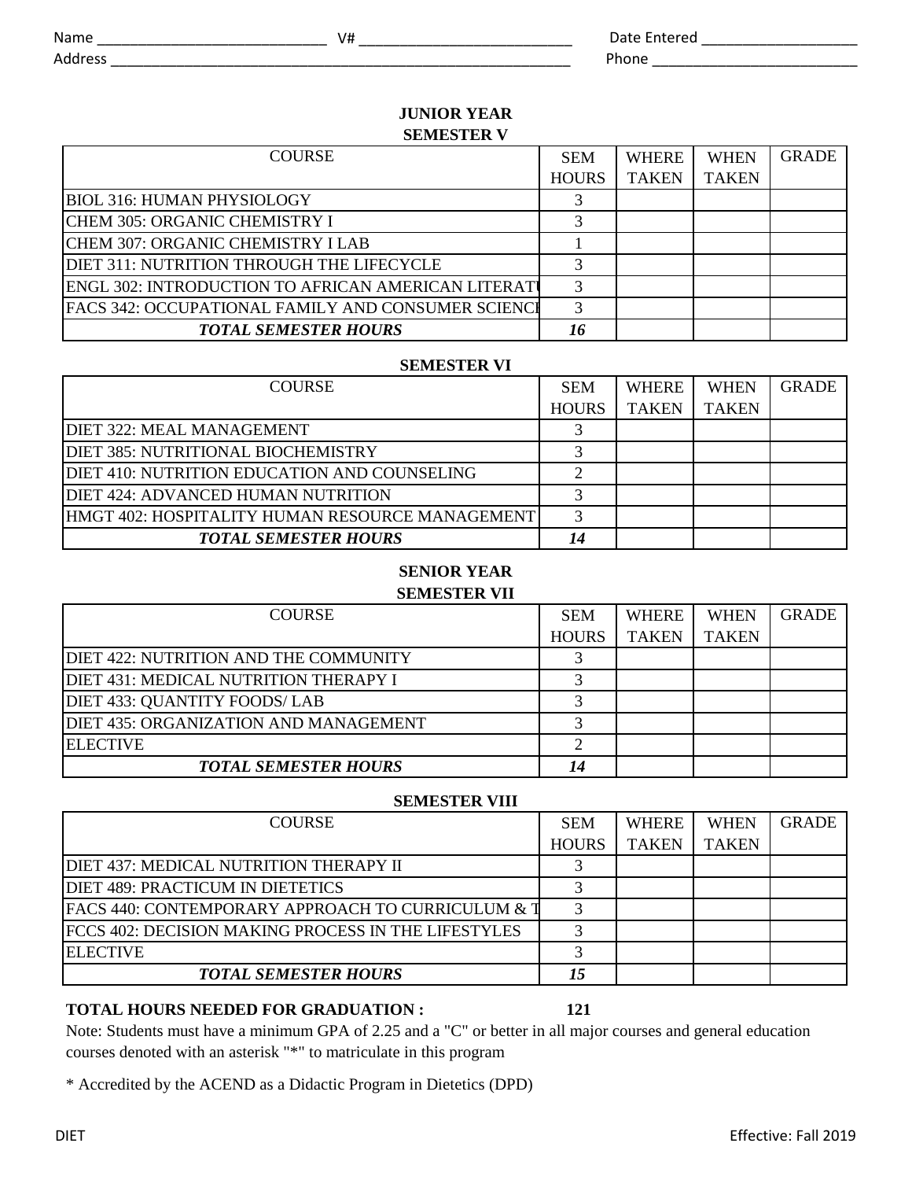Name ____________________________ V# __________________________ Date Entered ___________________

Address ___________________________________________________________ Phone _________________________

## JUNIOR YEAR

### SEMESTER V

| COURSE | SEM HOURS | WHERE TAKEN | WHEN TAKEN | GRADE |
|---|---|---|---|---|
| BIOL 316: HUMAN PHYSIOLOGY | 3 | | | |
| CHEM 305: ORGANIC CHEMISTRY I | 3 | | | |
| CHEM 307: ORGANIC CHEMISTRY I LAB | 1 | | | |
| DIET 311: NUTRITION THROUGH THE LIFECYCLE | 3 | | | |
| ENGL 302: INTRODUCTION TO AFRICAN AMERICAN LITERATU | 3 | | | |
| FACS 342: OCCUPATIONAL FAMILY AND CONSUMER SCIENCE | 3 | | | |
| ***TOTAL SEMESTER HOURS*** | ***16*** | | | |

### SEMESTER VI

| COURSE | SEM HOURS | WHERE TAKEN | WHEN TAKEN | GRADE |
|---|---|---|---|---|
| DIET 322: MEAL MANAGEMENT | 3 | | | |
| DIET 385: NUTRITIONAL BIOCHEMISTRY | 3 | | | |
| DIET 410: NUTRITION EDUCATION AND COUNSELING | 2 | | | |
| DIET 424: ADVANCED HUMAN NUTRITION | 3 | | | |
| HMGT 402: HOSPITALITY HUMAN RESOURCE MANAGEMENT | 3 | | | |
| ***TOTAL SEMESTER HOURS*** | ***14*** | | | |

## SENIOR YEAR

### SEMESTER VII

| COURSE | SEM HOURS | WHERE TAKEN | WHEN TAKEN | GRADE |
|---|---|---|---|---|
| DIET 422: NUTRITION AND THE COMMUNITY | 3 | | | |
| DIET 431: MEDICAL NUTRITION THERAPY I | 3 | | | |
| DIET 433: QUANTITY FOODS/ LAB | 3 | | | |
| DIET 435: ORGANIZATION AND MANAGEMENT | 3 | | | |
| ELECTIVE | 2 | | | |
| ***TOTAL SEMESTER HOURS*** | ***14*** | | | |

### SEMESTER VIII

| COURSE | SEM HOURS | WHERE TAKEN | WHEN TAKEN | GRADE |
|---|---|---|---|---|
| DIET 437: MEDICAL NUTRITION THERAPY II | 3 | | | |
| DIET 489: PRACTICUM IN DIETETICS | 3 | | | |
| FACS 440: CONTEMPORARY APPROACH TO CURRICULUM & T | 3 | | | |
| FCCS 402: DECISION MAKING PROCESS IN THE LIFESTYLES | 3 | | | |
| ELECTIVE | 3 | | | |
| ***TOTAL SEMESTER HOURS*** | ***15*** | | | |

**TOTAL HOURS NEEDED FOR GRADUATION : 121**

Note: Students must have a minimum GPA of 2.25 and a "C" or better in all major courses and general education courses denoted with an asterisk "*" to matriculate in this program

* Accredited by the ACEND as a Didactic Program in Dietetics (DPD)

DIET Effective: Fall 2019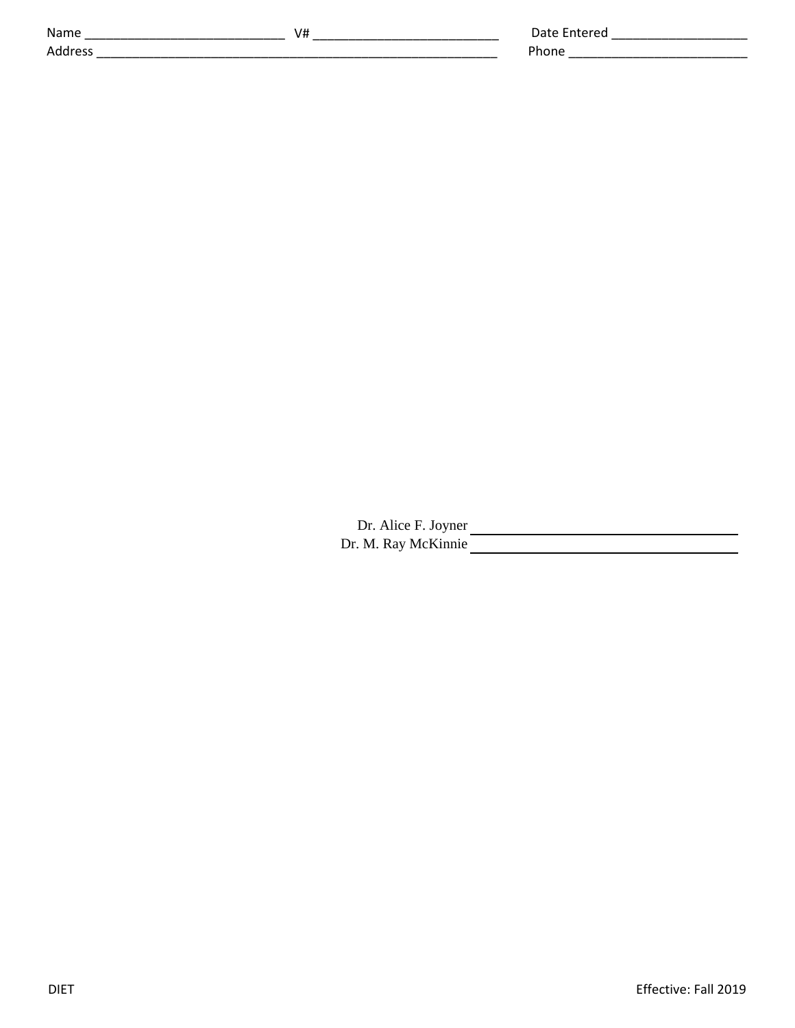Name ____________________________ V# ___________________________ Date Entered ___________________
Address _______________________________________________________ Phone _________________________

Dr. Alice F. Joyner ____________________________________

Dr. M. Ray McKinnie ____________________________________

DIET

Effective: Fall 2019